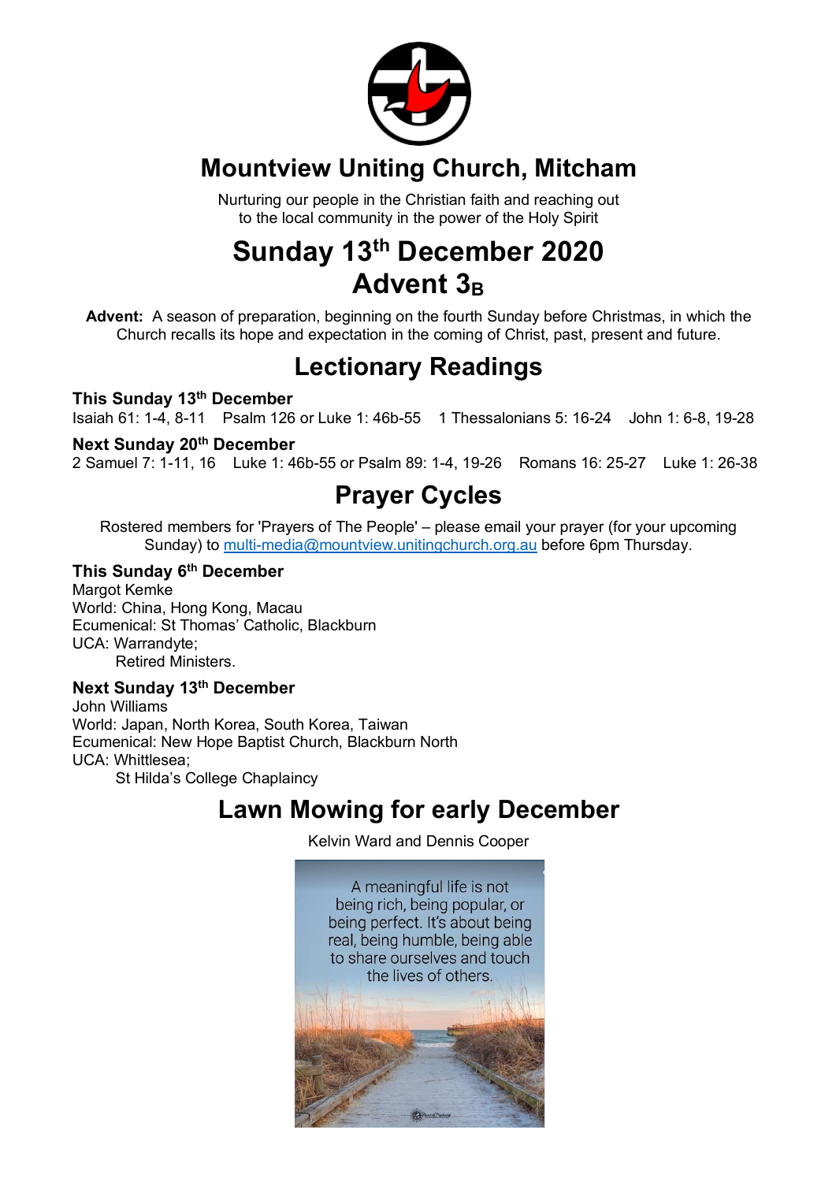# Mountview Uniting Church, Mitcham

Nurturing our people in the Christian faith and reaching out
to the local community in the power of the Holy Spirit

# Sunday 13th December 2020
# Advent $3_B$

**Advent:** A season of preparation, beginning on the fourth Sunday before Christmas, in which the Church recalls its hope and expectation in the coming of Christ, past, present and future.

## Lectionary Readings

**This Sunday 13th December**
Isaiah 61: 1-4, 8-11   Psalm 126 or Luke 1: 46b-55   1 Thessalonians 5: 16-24   John 1: 6-8, 19-28

**Next Sunday 20th December**
2 Samuel 7: 1-11, 16   Luke 1: 46b-55 or Psalm 89: 1-4, 19-26   Romans 16: 25-27   Luke 1: 26-38

## Prayer Cycles

Rostered members for 'Prayers of The People' – please email your prayer (for your upcoming Sunday) to multi-media@mountview.unitingchurch.org.au before 6pm Thursday.

**This Sunday 6th December**
Margot Kemke
World: China, Hong Kong, Macau
Ecumenical: St Thomas' Catholic, Blackburn
UCA: Warrandyte;
Retired Ministers.

**Next Sunday 13th December**
John Williams
World: Japan, North Korea, South Korea, Taiwan
Ecumenical: New Hope Baptist Church, Blackburn North
UCA: Whittlesea;
St Hilda's College Chaplaincy

## Lawn Mowing for early December

Kelvin Ward and Dennis Cooper

A meaningful life is not being rich, being popular, or being perfect. It's about being real, being humble, being able to share ourselves and touch the lives of others.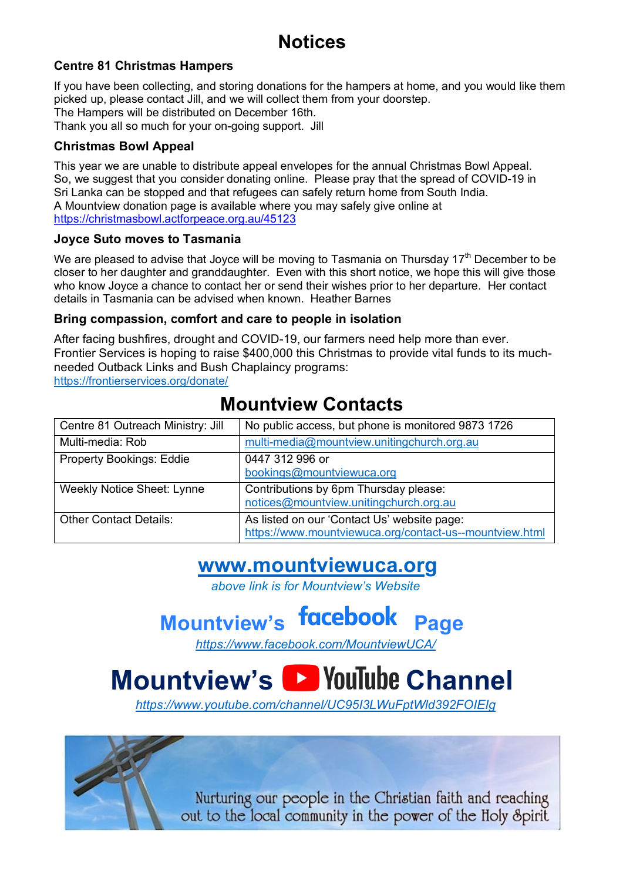# Notices

### Centre 81 Christmas Hampers

If you have been collecting, and storing donations for the hampers at home, and you would like them picked up, please contact Jill, and we will collect them from your doorstep.
The Hampers will be distributed on December 16th.
Thank you all so much for your on-going support. Jill

### Christmas Bowl Appeal

This year we are unable to distribute appeal envelopes for the annual Christmas Bowl Appeal. So, we suggest that you consider donating online. Please pray that the spread of COVID-19 in Sri Lanka can be stopped and that refugees can safely return home from South India.
A Mountview donation page is available where you may safely give online at
https://christmasbowl.actforpeace.org.au/45123

### Joyce Suto moves to Tasmania

We are pleased to advise that Joyce will be moving to Tasmania on Thursday 17th December to be closer to her daughter and granddaughter. Even with this short notice, we hope this will give those who know Joyce a chance to contact her or send their wishes prior to her departure. Her contact details in Tasmania can be advised when known. Heather Barnes

### Bring compassion, comfort and care to people in isolation

After facing bushfires, drought and COVID-19, our farmers need help more than ever.
Frontier Services is hoping to raise $400,000 this Christmas to provide vital funds to its much-needed Outback Links and Bush Chaplaincy programs:
https://frontierservices.org/donate/

## Mountview Contacts

| | |
|---|---|
| Centre 81 Outreach Ministry: Jill | No public access, but phone is monitored 9873 1726 |
| Multi-media: Rob | multi-media@mountview.unitingchurch.org.au |
| Property Bookings: Eddie | 0447 312 996 or bookings@mountviewuca.org |
| Weekly Notice Sheet: Lynne | Contributions by 6pm Thursday please: notices@mountview.unitingchurch.org.au |
| Other Contact Details: | As listed on our 'Contact Us' website page: https://www.mountviewuca.org/contact-us--mountview.html |

**www.mountviewuca.org**

*above link is for Mountview's Website*

**Mountview's facebook Page**

*https://www.facebook.com/MountviewUCA/*

**Mountview's YouTube Channel**

*https://www.youtube.com/channel/UC95I3LWuFptWld392FOIElg*

Nurturing our people in the Christian faith and reaching out to the local community in the power of the Holy Spirit